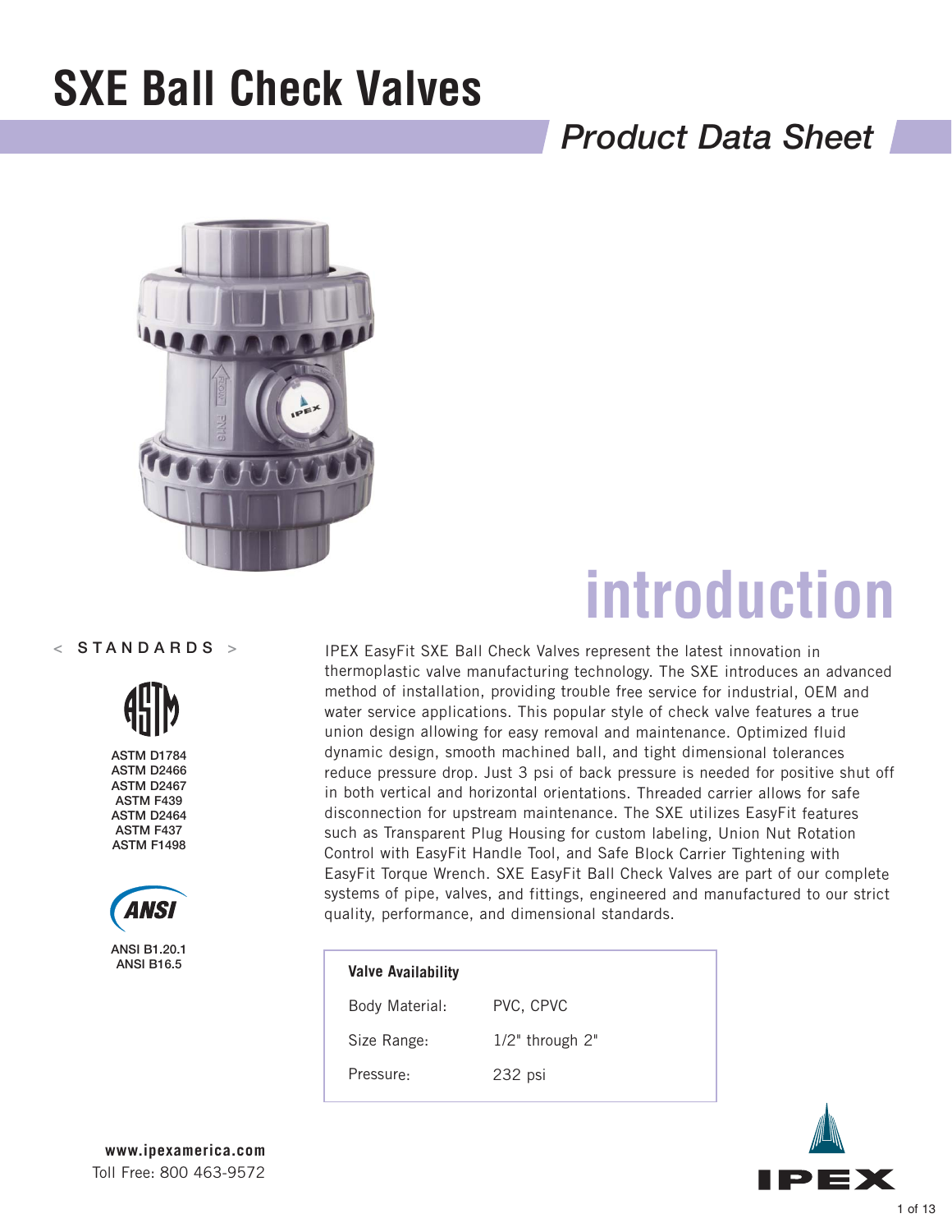# SXE Ball Check Valves

*Product Data Sheet*

## introduction

< STANDARDS >

ASTM D1784
ASTM D2466
ASTM D2467
ASTM F439
ASTM D2464
ASTM F437
ASTM F1498

ANSI B1.20.1
ANSI B16.5

IPEX EasyFit SXE Ball Check Valves represent the latest innovation in thermoplastic valve manufacturing technology. The SXE introduces an advanced method of installation, providing trouble free service for industrial, OEM and water service applications. This popular style of check valve features a true union design allowing for easy removal and maintenance. Optimized fluid dynamic design, smooth machined ball, and tight dimensional tolerances reduce pressure drop. Just 3 psi of back pressure is needed for positive shut off in both vertical and horizontal orientations. Threaded carrier allows for safe disconnection for upstream maintenance. The SXE utilizes EasyFit features such as Transparent Plug Housing for custom labeling, Union Nut Rotation Control with EasyFit Handle Tool, and Safe Block Carrier Tightening with EasyFit Torque Wrench. SXE EasyFit Ball Check Valves are part of our complete systems of pipe, valves, and fittings, engineered and manufactured to our strict quality, performance, and dimensional standards.

| Valve Availability | |
|---|---|
| Body Material: | PVC, CPVC |
| Size Range: | 1/2" through 2" |
| Pressure: | 232 psi |

**www.ipexamerica.com**
Toll Free: 800 463-9572

IPEX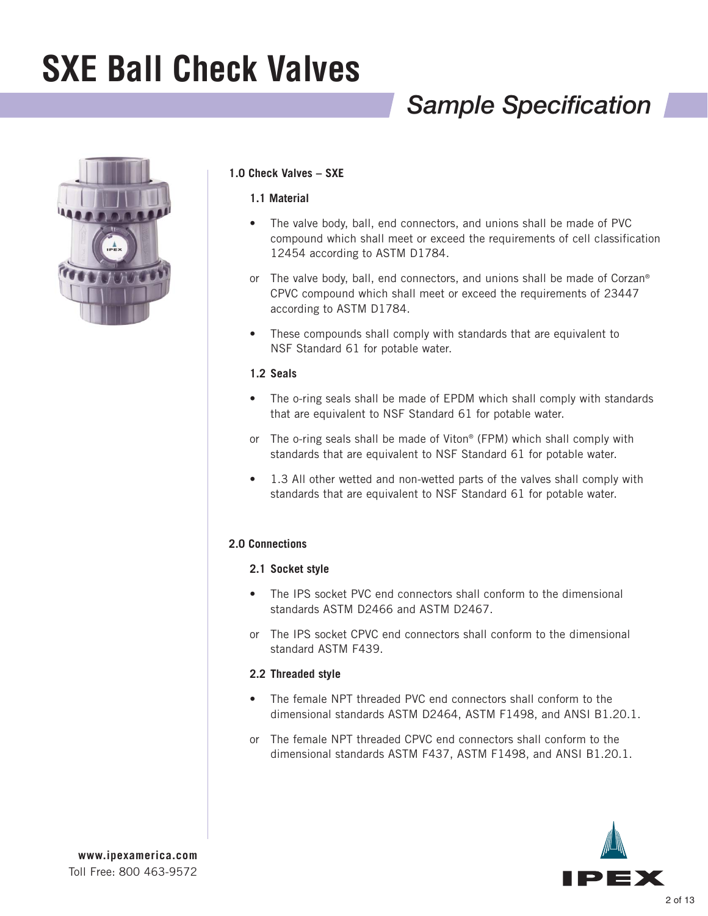# SXE Ball Check Valves

## *Sample Specification*

### 1.0 Check Valves – SXE

#### 1.1 Material

- The valve body, ball, end connectors, and unions shall be made of PVC compound which shall meet or exceed the requirements of cell classification 12454 according to ASTM D1784.

or The valve body, ball, end connectors, and unions shall be made of Corzan® CPVC compound which shall meet or exceed the requirements of 23447 according to ASTM D1784.

- These compounds shall comply with standards that are equivalent to NSF Standard 61 for potable water.

#### 1.2 Seals

- The o-ring seals shall be made of EPDM which shall comply with standards that are equivalent to NSF Standard 61 for potable water.

or The o-ring seals shall be made of Viton® (FPM) which shall comply with standards that are equivalent to NSF Standard 61 for potable water.

- 1.3 All other wetted and non-wetted parts of the valves shall comply with standards that are equivalent to NSF Standard 61 for potable water.

### 2.0 Connections

#### 2.1 Socket style

- The IPS socket PVC end connectors shall conform to the dimensional standards ASTM D2466 and ASTM D2467.

or The IPS socket CPVC end connectors shall conform to the dimensional standard ASTM F439.

#### 2.2 Threaded style

- The female NPT threaded PVC end connectors shall conform to the dimensional standards ASTM D2464, ASTM F1498, and ANSI B1.20.1.

or The female NPT threaded CPVC end connectors shall conform to the dimensional standards ASTM F437, ASTM F1498, and ANSI B1.20.1.

**www.ipexamerica.com**
Toll Free: 800 463-9572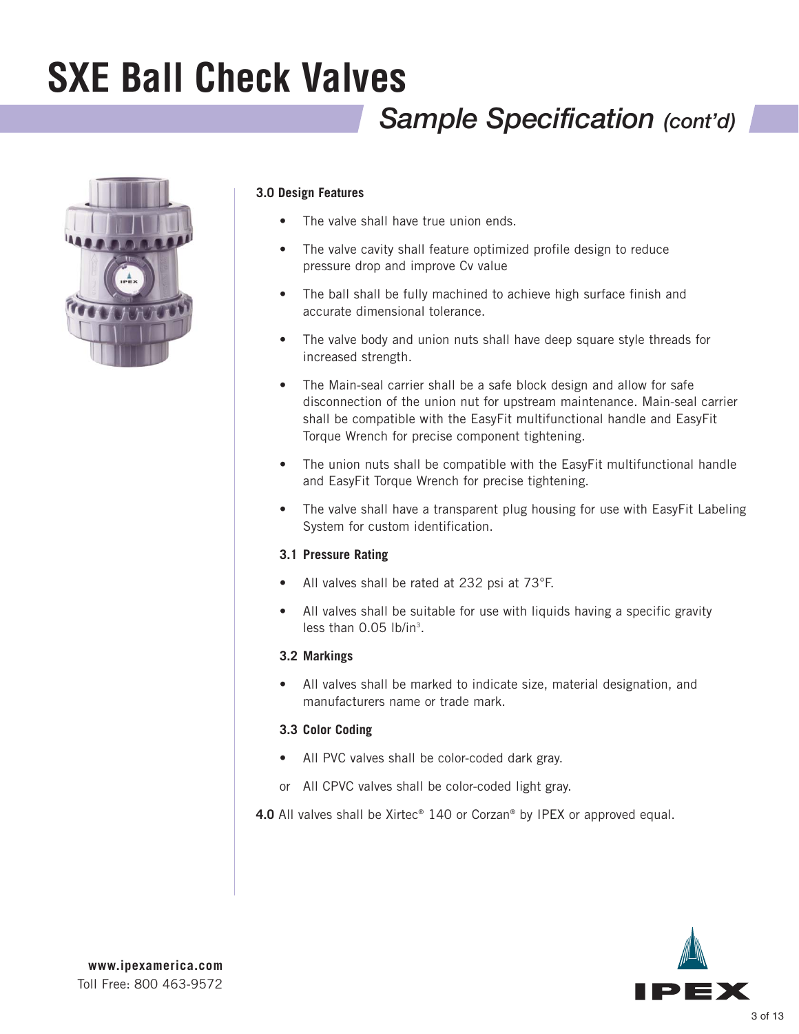# SXE Ball Check Valves

## *Sample Specification (cont'd)*

### 3.0 Design Features

- The valve shall have true union ends.
- The valve cavity shall feature optimized profile design to reduce pressure drop and improve Cv value
- The ball shall be fully machined to achieve high surface finish and accurate dimensional tolerance.
- The valve body and union nuts shall have deep square style threads for increased strength.
- The Main-seal carrier shall be a safe block design and allow for safe disconnection of the union nut for upstream maintenance. Main-seal carrier shall be compatible with the EasyFit multifunctional handle and EasyFit Torque Wrench for precise component tightening.
- The union nuts shall be compatible with the EasyFit multifunctional handle and EasyFit Torque Wrench for precise tightening.
- The valve shall have a transparent plug housing for use with EasyFit Labeling System for custom identification.

#### 3.1 Pressure Rating

- All valves shall be rated at 232 psi at 73°F.
- All valves shall be suitable for use with liquids having a specific gravity less than 0.05 $lb/in^3$.

#### 3.2 Markings

- All valves shall be marked to indicate size, material designation, and manufacturers name or trade mark.

#### 3.3 Color Coding

- All PVC valves shall be color-coded dark gray.

or All CPVC valves shall be color-coded light gray.

**4.0** All valves shall be Xirtec® 140 or Corzan® by IPEX or approved equal.

**www.ipexamerica.com**
Toll Free: 800 463-9572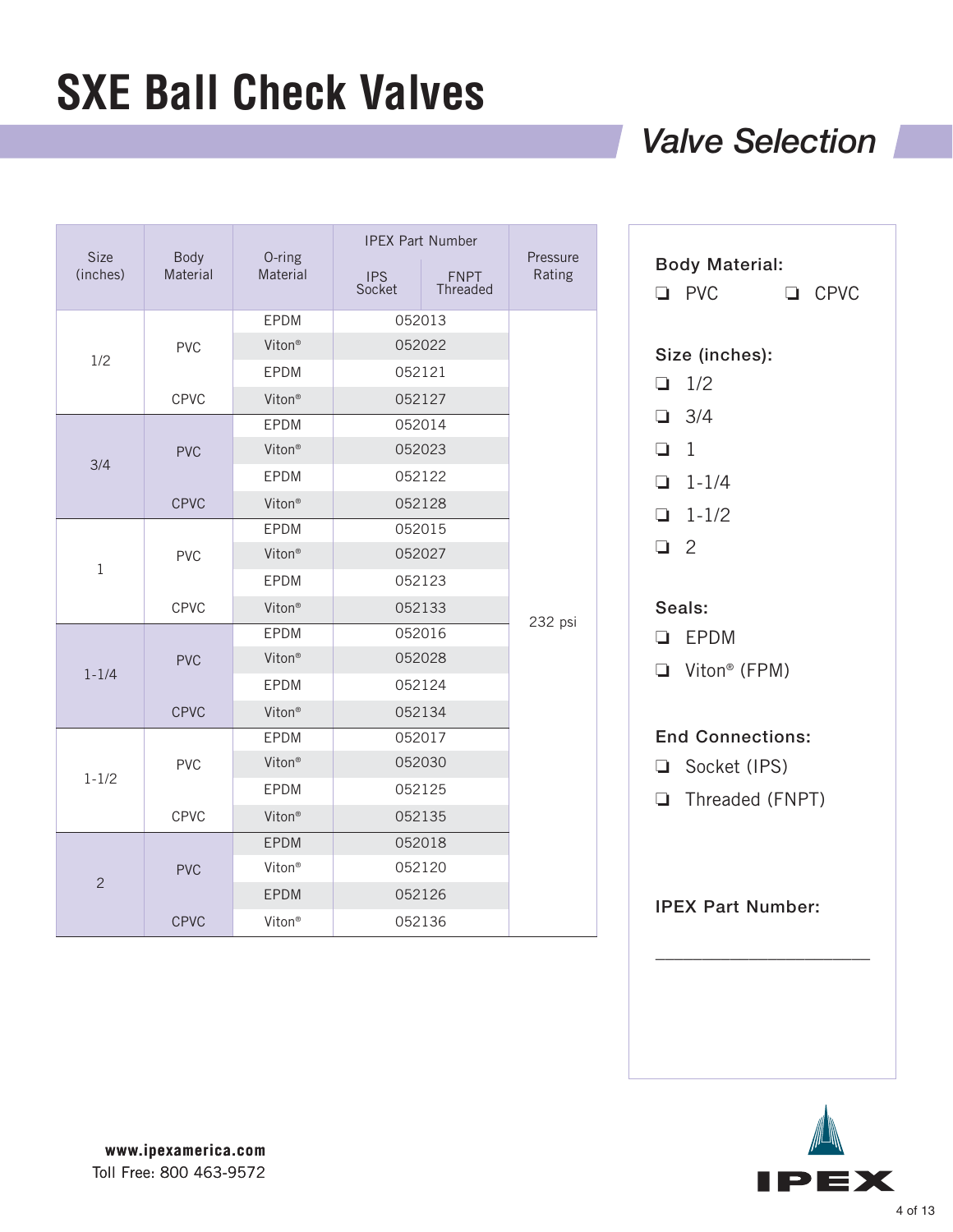# SXE Ball Check Valves

## *Valve Selection*

| Size (inches) | Body Material | O-ring Material | IPEX Part Number | | Pressure Rating |
|---|---|---|---|---|---|
| | | | IPS Socket | FNPT Threaded | |
| 1/2 | PVC | EPDM | 052013 | | 232 psi |
| | | Viton® | 052022 | | |
| | CPVC | EPDM | 052121 | | |
| | | Viton® | 052127 | | |
| 3/4 | PVC | EPDM | 052014 | | |
| | | Viton® | 052023 | | |
| | CPVC | EPDM | 052122 | | |
| | | Viton® | 052128 | | |
| 1 | PVC | EPDM | 052015 | | |
| | | Viton® | 052027 | | |
| | CPVC | EPDM | 052123 | | |
| | | Viton® | 052133 | | |
| 1-1/4 | PVC | EPDM | 052016 | | |
| | | Viton® | 052028 | | |
| | CPVC | EPDM | 052124 | | |
| | | Viton® | 052134 | | |
| 1-1/2 | PVC | EPDM | 052017 | | |
| | | Viton® | 052030 | | |
| | CPVC | EPDM | 052125 | | |
| | | Viton® | 052135 | | |
| 2 | PVC | EPDM | 052018 | | |
| | | Viton® | 052120 | | |
| | CPVC | EPDM | 052126 | | |
| | | Viton® | 052136 | | |

**Body Material:**

❏ PVC ❏ CPVC

**Size (inches):**

❏ 1/2

❏ 3/4

❏ 1

❏ 1-1/4

❏ 1-1/2

❏ 2

**Seals:**

❏ EPDM

❏ Viton® (FPM)

**End Connections:**

❏ Socket (IPS)

❏ Threaded (FNPT)

**IPEX Part Number:**

______________________

**www.ipexamerica.com**
Toll Free: 800 463-9572

IPEX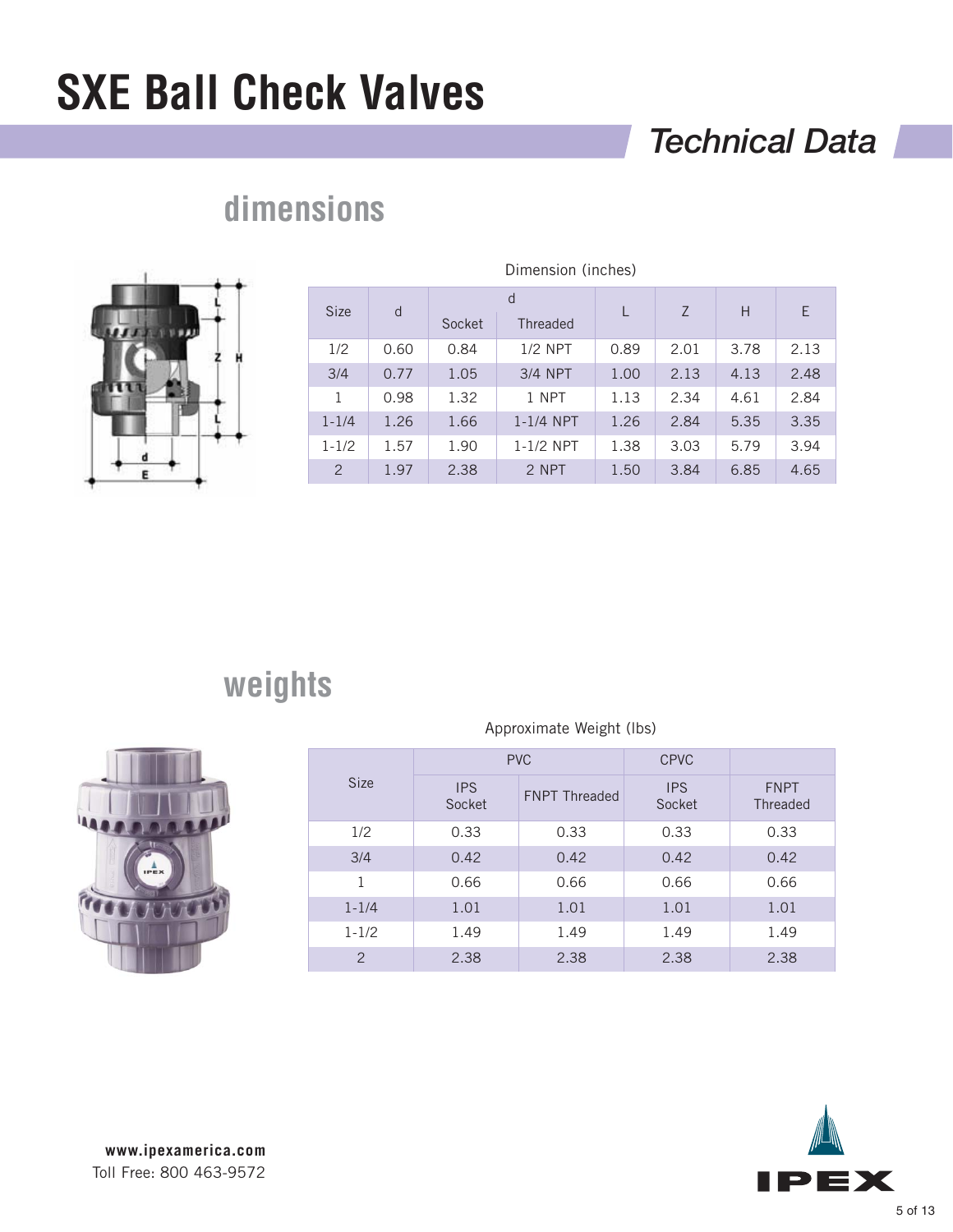# SXE Ball Check Valves

## Technical Data

## dimensions

Dimension (inches)

| Size | d | d | | L | Z | H | E |
|---|---|---|---|---|---|---|---|
| | | Socket | Threaded | | | | |
| 1/2 | 0.60 | 0.84 | 1/2 NPT | 0.89 | 2.01 | 3.78 | 2.13 |
| 3/4 | 0.77 | 1.05 | 3/4 NPT | 1.00 | 2.13 | 4.13 | 2.48 |
| 1 | 0.98 | 1.32 | 1 NPT | 1.13 | 2.34 | 4.61 | 2.84 |
| 1-1/4 | 1.26 | 1.66 | 1-1/4 NPT | 1.26 | 2.84 | 5.35 | 3.35 |
| 1-1/2 | 1.57 | 1.90 | 1-1/2 NPT | 1.38 | 3.03 | 5.79 | 3.94 |
| 2 | 1.97 | 2.38 | 2 NPT | 1.50 | 3.84 | 6.85 | 4.65 |

## weights

Approximate Weight (lbs)

| Size | PVC | | CPVC | |
|---|---|---|---|---|
| | IPS Socket | FNPT Threaded | IPS Socket | FNPT Threaded |
| 1/2 | 0.33 | 0.33 | 0.33 | 0.33 |
| 3/4 | 0.42 | 0.42 | 0.42 | 0.42 |
| 1 | 0.66 | 0.66 | 0.66 | 0.66 |
| 1-1/4 | 1.01 | 1.01 | 1.01 | 1.01 |
| 1-1/2 | 1.49 | 1.49 | 1.49 | 1.49 |
| 2 | 2.38 | 2.38 | 2.38 | 2.38 |

**www.ipexamerica.com**
Toll Free: 800 463-9572

IPEX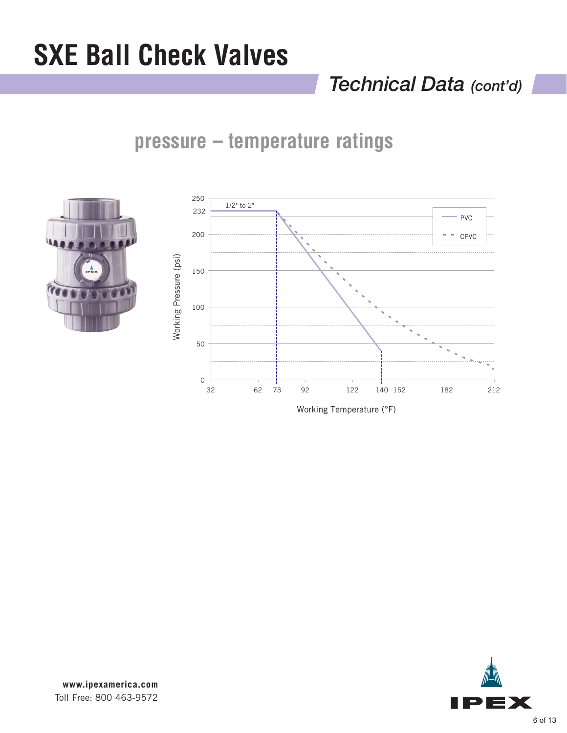# SXE Ball Check Valves

## Technical Data *(cont'd)*

## pressure – temperature ratings

1/2" to 2"

Working Pressure (psi)

Working Temperature (°F)

PVC

CPVC

www.ipexamerica.com
Toll Free: 800 463-9572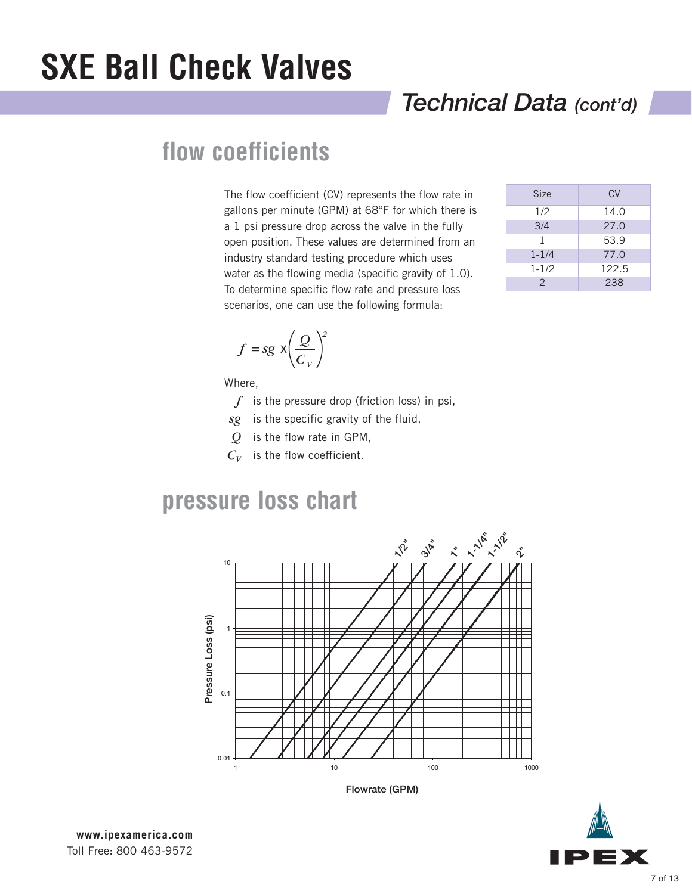# SXE Ball Check Valves

## Technical Data *(cont'd)*

## flow coefficients

The flow coefficient (CV) represents the flow rate in gallons per minute (GPM) at 68°F for which there is a 1 psi pressure drop across the valve in the fully open position. These values are determined from an industry standard testing procedure which uses water as the flowing media (specific gravity of 1.0). To determine specific flow rate and pressure loss scenarios, one can use the following formula:

| Size | CV |
|---|---|
| 1/2 | 14.0 |
| 3/4 | 27.0 |
| 1 | 53.9 |
| 1-1/4 | 77.0 |
| 1-1/2 | 122.5 |
| 2 | 238 |

$$f = sg \times \left(\frac{Q}{C_V}\right)^2$$

Where,

- $f$ is the pressure drop (friction loss) in psi,
- $sg$ is the specific gravity of the fluid,
- $Q$ is the flow rate in GPM,
- $C_V$ is the flow coefficient.

## pressure loss chart

Pressure Loss (psi) vs. Flowrate (GPM) — curves for 1/2", 3/4", 1", 1-1/4", 1-1/2", 2"

**www.ipexamerica.com**
Toll Free: 800 463-9572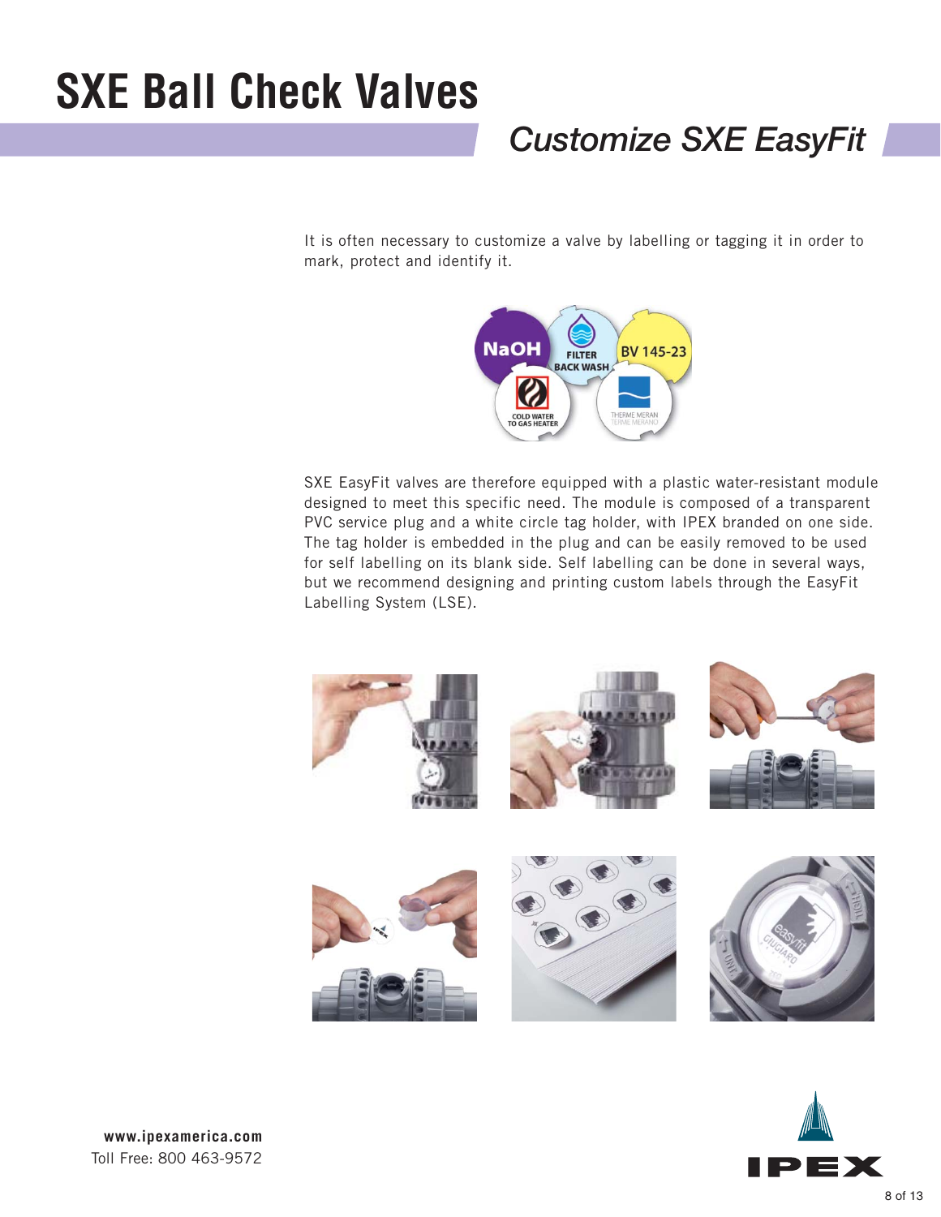# SXE Ball Check Valves

## *Customize SXE EasyFit*

It is often necessary to customize a valve by labelling or tagging it in order to mark, protect and identify it.

SXE EasyFit valves are therefore equipped with a plastic water-resistant module designed to meet this specific need. The module is composed of a transparent PVC service plug and a white circle tag holder, with IPEX branded on one side. The tag holder is embedded in the plug and can be easily removed to be used for self labelling on its blank side. Self labelling can be done in several ways, but we recommend designing and printing custom labels through the EasyFit Labelling System (LSE).

**www.ipexamerica.com**
Toll Free: 800 463-9572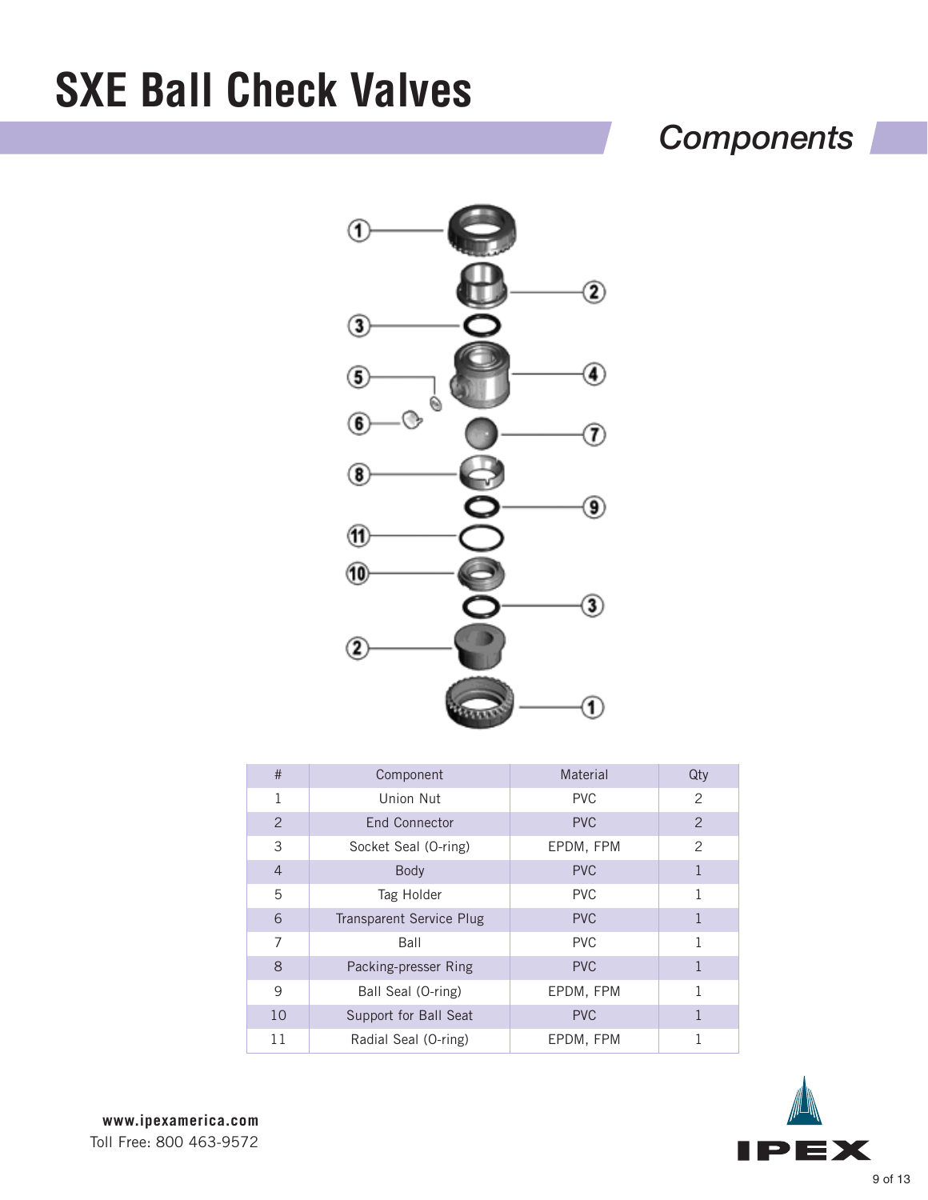# SXE Ball Check Valves

## *Components*

| # | Component | Material | Qty |
|---|---|---|---|
| 1 | Union Nut | PVC | 2 |
| 2 | End Connector | PVC | 2 |
| 3 | Socket Seal (O-ring) | EPDM, FPM | 2 |
| 4 | Body | PVC | 1 |
| 5 | Tag Holder | PVC | 1 |
| 6 | Transparent Service Plug | PVC | 1 |
| 7 | Ball | PVC | 1 |
| 8 | Packing-presser Ring | PVC | 1 |
| 9 | Ball Seal (O-ring) | EPDM, FPM | 1 |
| 10 | Support for Ball Seat | PVC | 1 |
| 11 | Radial Seal (O-ring) | EPDM, FPM | 1 |

**www.ipexamerica.com**
Toll Free: 800 463-9572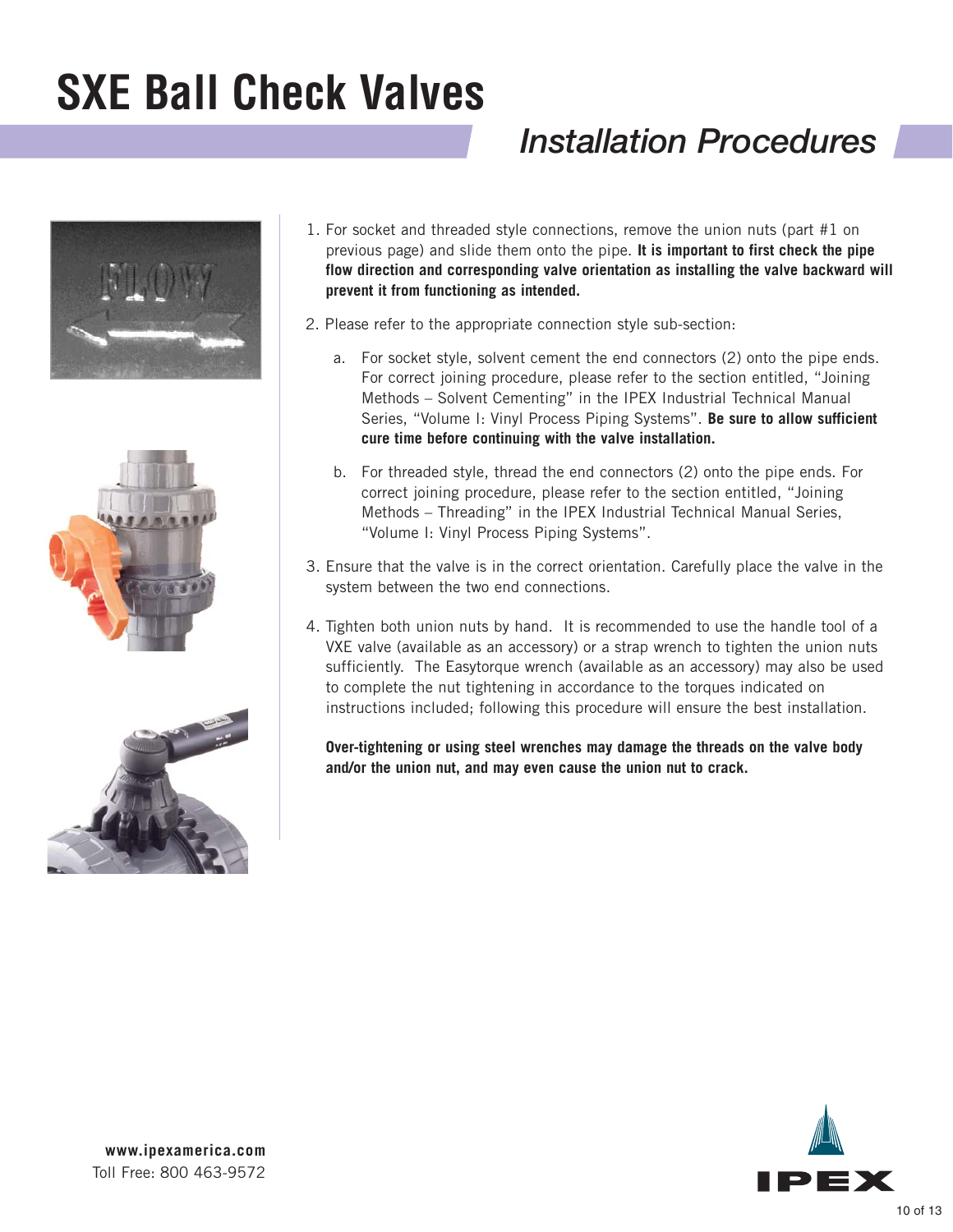# SXE Ball Check Valves

## *Installation Procedures*

1. For socket and threaded style connections, remove the union nuts (part #1 on previous page) and slide them onto the pipe. **It is important to first check the pipe flow direction and corresponding valve orientation as installing the valve backward will prevent it from functioning as intended.**

2. Please refer to the appropriate connection style sub-section:

   a. For socket style, solvent cement the end connectors (2) onto the pipe ends. For correct joining procedure, please refer to the section entitled, "Joining Methods – Solvent Cementing" in the IPEX Industrial Technical Manual Series, "Volume I: Vinyl Process Piping Systems". **Be sure to allow sufficient cure time before continuing with the valve installation.**

   b. For threaded style, thread the end connectors (2) onto the pipe ends. For correct joining procedure, please refer to the section entitled, "Joining Methods – Threading" in the IPEX Industrial Technical Manual Series, "Volume I: Vinyl Process Piping Systems".

3. Ensure that the valve is in the correct orientation. Carefully place the valve in the system between the two end connections.

4. Tighten both union nuts by hand. It is recommended to use the handle tool of a VXE valve (available as an accessory) or a strap wrench to tighten the union nuts sufficiently. The Easytorque wrench (available as an accessory) may also be used to complete the nut tightening in accordance to the torques indicated on instructions included; following this procedure will ensure the best installation.

   **Over-tightening or using steel wrenches may damage the threads on the valve body and/or the union nut, and may even cause the union nut to crack.**

**www.ipexamerica.com**
Toll Free: 800 463-9572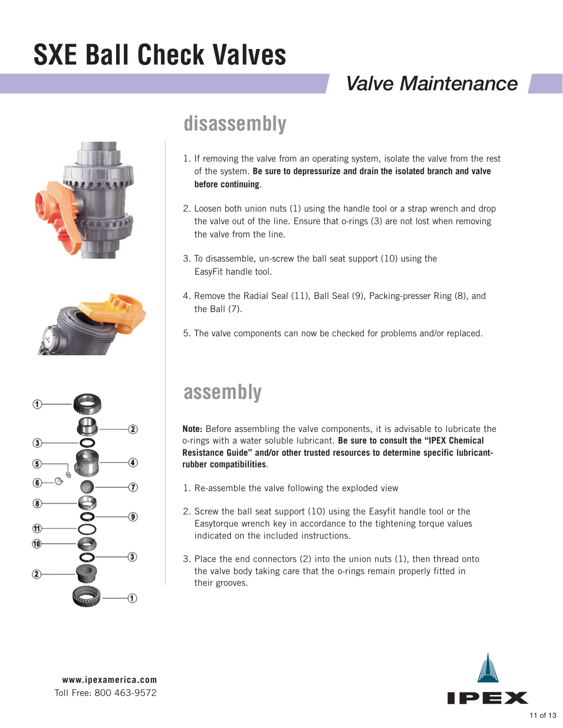# SXE Ball Check Valves

## Valve Maintenance

## disassembly

1. If removing the valve from an operating system, isolate the valve from the rest of the system. **Be sure to depressurize and drain the isolated branch and valve before continuing**.

2. Loosen both union nuts (1) using the handle tool or a strap wrench and drop the valve out of the line. Ensure that o-rings (3) are not lost when removing the valve from the line.

3. To disassemble, un-screw the ball seat support (10) using the EasyFit handle tool.

4. Remove the Radial Seal (11), Ball Seal (9), Packing-presser Ring (8), and the Ball (7).

5. The valve components can now be checked for problems and/or replaced.

## assembly

**Note:** Before assembling the valve components, it is advisable to lubricate the o-rings with a water soluble lubricant. **Be sure to consult the "IPEX Chemical Resistance Guide" and/or other trusted resources to determine specific lubricant-rubber compatibilities**.

1. Re-assemble the valve following the exploded view

2. Screw the ball seat support (10) using the Easyfit handle tool or the Easytorque wrench key in accordance to the tightening torque values indicated on the included instructions.

3. Place the end connectors (2) into the union nuts (1), then thread onto the valve body taking care that the o-rings remain properly fitted in their grooves.

**www.ipexamerica.com**
Toll Free: 800 463-9572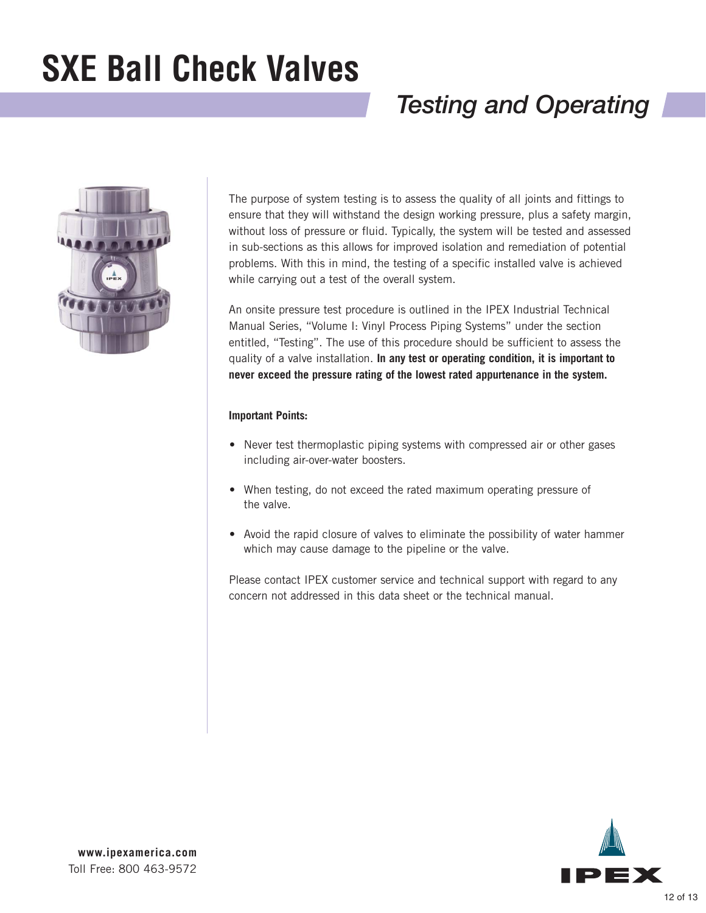# SXE Ball Check Valves

## *Testing and Operating*

The purpose of system testing is to assess the quality of all joints and fittings to ensure that they will withstand the design working pressure, plus a safety margin, without loss of pressure or fluid. Typically, the system will be tested and assessed in sub-sections as this allows for improved isolation and remediation of potential problems. With this in mind, the testing of a specific installed valve is achieved while carrying out a test of the overall system.

An onsite pressure test procedure is outlined in the IPEX Industrial Technical Manual Series, "Volume I: Vinyl Process Piping Systems" under the section entitled, "Testing". The use of this procedure should be sufficient to assess the quality of a valve installation. **In any test or operating condition, it is important to never exceed the pressure rating of the lowest rated appurtenance in the system.**

**Important Points:**

- Never test thermoplastic piping systems with compressed air or other gases including air-over-water boosters.
- When testing, do not exceed the rated maximum operating pressure of the valve.
- Avoid the rapid closure of valves to eliminate the possibility of water hammer which may cause damage to the pipeline or the valve.

Please contact IPEX customer service and technical support with regard to any concern not addressed in this data sheet or the technical manual.

**www.ipexamerica.com**
Toll Free: 800 463-9572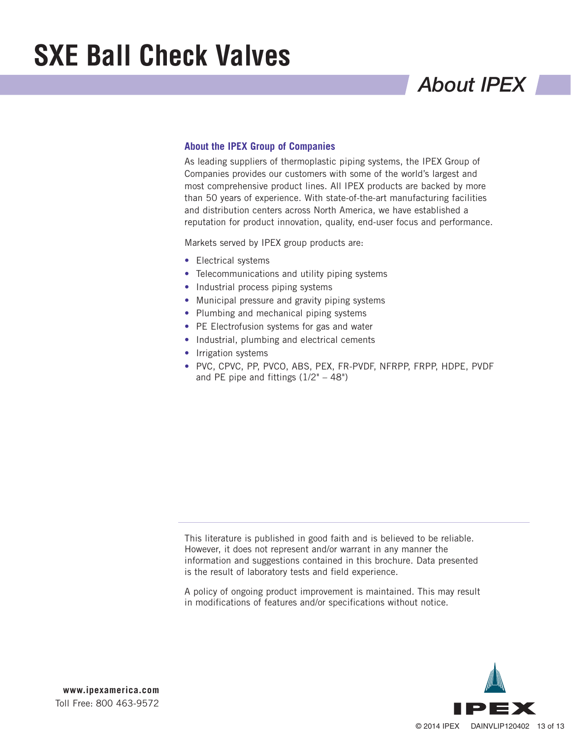# SXE Ball Check Valves

## About IPEX

### About the IPEX Group of Companies

As leading suppliers of thermoplastic piping systems, the IPEX Group of Companies provides our customers with some of the world's largest and most comprehensive product lines. All IPEX products are backed by more than 50 years of experience. With state-of-the-art manufacturing facilities and distribution centers across North America, we have established a reputation for product innovation, quality, end-user focus and performance.

Markets served by IPEX group products are:

- Electrical systems
- Telecommunications and utility piping systems
- Industrial process piping systems
- Municipal pressure and gravity piping systems
- Plumbing and mechanical piping systems
- PE Electrofusion systems for gas and water
- Industrial, plumbing and electrical cements
- Irrigation systems
- PVC, CPVC, PP, PVCO, ABS, PEX, FR-PVDF, NFRPP, FRPP, HDPE, PVDF and PE pipe and fittings (1/2" – 48")

This literature is published in good faith and is believed to be reliable. However, it does not represent and/or warrant in any manner the information and suggestions contained in this brochure. Data presented is the result of laboratory tests and field experience.

A policy of ongoing product improvement is maintained. This may result in modifications of features and/or specifications without notice.

**www.ipexamerica.com**
Toll Free: 800 463-9572

© 2014 IPEX DAINVLIP120402